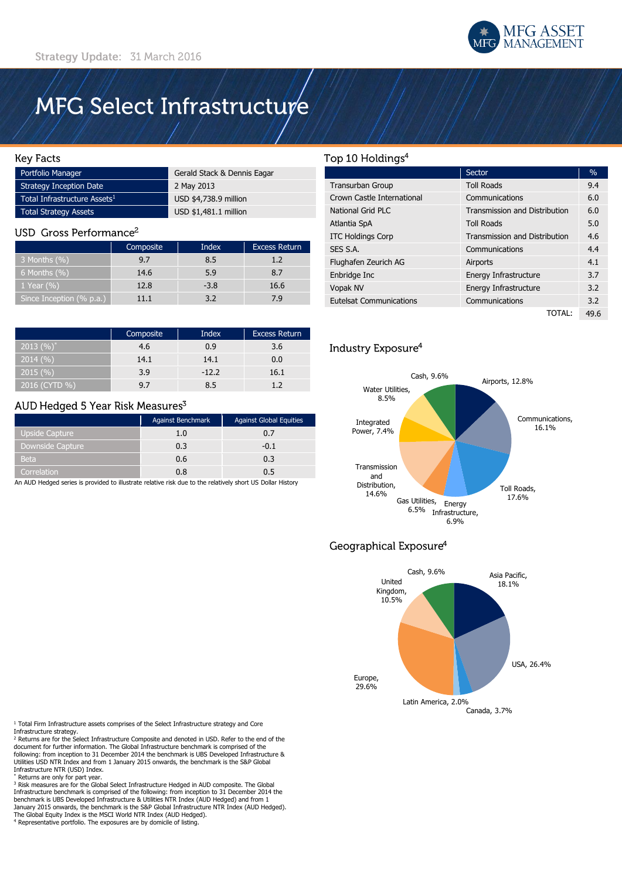Strategy Update: 31 March 2016

# MFG Select Infrastructure

## Key Facts

| | |
|---|---|
| Portfolio Manager | Gerald Stack & Dennis Eagar |
| Strategy Inception Date | 2 May 2013 |
| Total Infrastructure Assets[1] | USD $4,738.9 million |
| Total Strategy Assets | USD $1,481.1 million |

## USD Gross Performance[2]

| | Composite | Index | Excess Return |
|---|---|---|---|
| 3 Months (%) | 9.7 | 8.5 | 1.2 |
| 6 Months (%) | 14.6 | 5.9 | 8.7 |
| 1 Year (%) | 12.8 | -3.8 | 16.6 |
| Since Inception (% p.a.) | 11.1 | 3.2 | 7.9 |

| | Composite | Index | Excess Return |
|---|---|---|---|
| 2013 (%)* | 4.6 | 0.9 | 3.6 |
| 2014 (%) | 14.1 | 14.1 | 0.0 |
| 2015 (%) | 3.9 | -12.2 | 16.1 |
| 2016 (CYTD %) | 9.7 | 8.5 | 1.2 |

## AUD Hedged 5 Year Risk Measures[3]

| | Against Benchmark | Against Global Equities |
|---|---|---|
| Upside Capture | 1.0 | 0.7 |
| Downside Capture | 0.3 | -0.1 |
| Beta | 0.6 | 0.3 |
| Correlation | 0.8 | 0.5 |

An AUD Hedged series is provided to illustrate relative risk due to the relatively short US Dollar History

## Top 10 Holdings[4]

| | Sector | % |
|---|---|---|
| Transurban Group | Toll Roads | 9.4 |
| Crown Castle International | Communications | 6.0 |
| National Grid PLC | Transmission and Distribution | 6.0 |
| Atlantia SpA | Toll Roads | 5.0 |
| ITC Holdings Corp | Transmission and Distribution | 4.6 |
| SES S.A. | Communications | 4.4 |
| Flughafen Zeurich AG | Airports | 4.1 |
| Enbridge Inc | Energy Infrastructure | 3.7 |
| Vopak NV | Energy Infrastructure | 3.2 |
| Eutelsat Communications | Communications | 3.2 |
| | TOTAL: | 49.6 |

## Industry Exposure[4]

Airports, 12.8%
Communications, 16.1%
Toll Roads, 17.6%
Energy Infrastructure, 6.9%
Gas Utilities, 6.5%
Transmission and Distribution, 14.6%
Integrated Power, 7.4%
Water Utilities, 8.5%
Cash, 9.6%

## Geographical Exposure[4]

Asia Pacific, 18.1%
USA, 26.4%
Canada, 3.7%
Latin America, 2.0%
Europe, 29.6%
United Kingdom, 10.5%
Cash, 9.6%

[1] Total Firm Infrastructure assets comprises of the Select Infrastructure strategy and Core Infrastructure strategy.
[2] Returns are for the Select Infrastructure Composite and denoted in USD. Refer to the end of the document for further information. The Global Infrastructure benchmark is comprised of the following: from inception to 31 December 2014 the benchmark is UBS Developed Infrastructure & Utilities USD NTR Index and from 1 January 2015 onwards, the benchmark is the S&P Global Infrastructure NTR (USD) Index.
* Returns are only for part year.
[3] Risk measures are for the Global Select Infrastructure Hedged in AUD composite. The Global Infrastructure benchmark is comprised of the following: from inception to 31 December 2014 the benchmark is UBS Developed Infrastructure & Utilities NTR Index (AUD Hedged) and from 1 January 2015 onwards, the benchmark is the S&P Global Infrastructure NTR Index (AUD Hedged). The Global Equity Index is the MSCI World NTR Index (AUD Hedged).
[4] Representative portfolio. The exposures are by domicile of listing.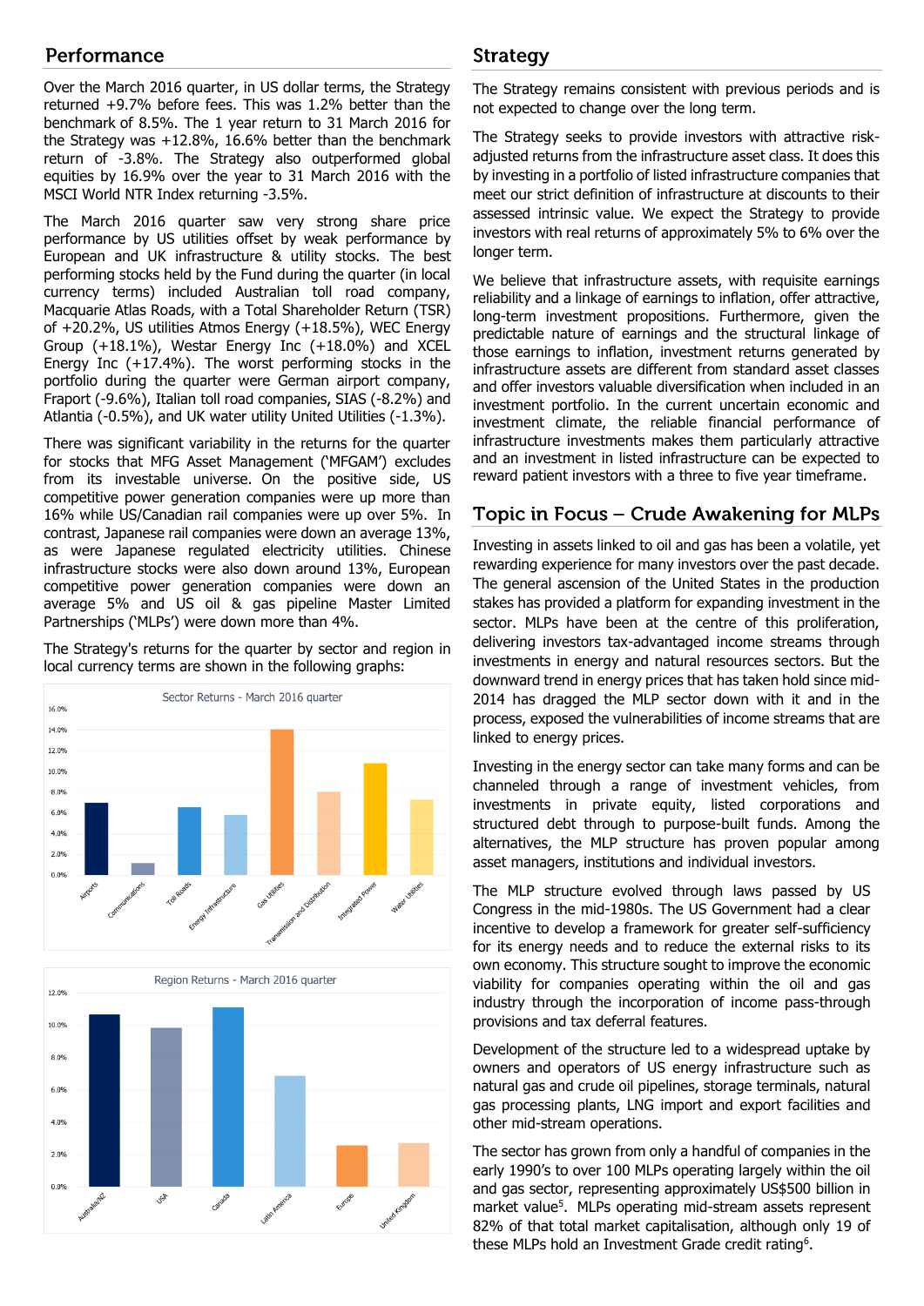## Performance

Over the March 2016 quarter, in US dollar terms, the Strategy returned +9.7% before fees. This was 1.2% better than the benchmark of 8.5%. The 1 year return to 31 March 2016 for the Strategy was +12.8%, 16.6% better than the benchmark return of -3.8%. The Strategy also outperformed global equities by 16.9% over the year to 31 March 2016 with the MSCI World NTR Index returning -3.5%.

The March 2016 quarter saw very strong share price performance by US utilities offset by weak performance by European and UK infrastructure & utility stocks. The best performing stocks held by the Fund during the quarter (in local currency terms) included Australian toll road company, Macquarie Atlas Roads, with a Total Shareholder Return (TSR) of +20.2%, US utilities Atmos Energy (+18.5%), WEC Energy Group (+18.1%), Westar Energy Inc (+18.0%) and XCEL Energy Inc (+17.4%). The worst performing stocks in the portfolio during the quarter were German airport company, Fraport (-9.6%), Italian toll road companies, SIAS (-8.2%) and Atlantia (-0.5%), and UK water utility United Utilities (-1.3%).

There was significant variability in the returns for the quarter for stocks that MFG Asset Management ('MFGAM') excludes from its investable universe. On the positive side, US competitive power generation companies were up more than 16% while US/Canadian rail companies were up over 5%. In contrast, Japanese rail companies were down an average 13%, as were Japanese regulated electricity utilities. Chinese infrastructure stocks were also down around 13%, European competitive power generation companies were down an average 5% and US oil & gas pipeline Master Limited Partnerships ('MLPs') were down more than 4%.

The Strategy's returns for the quarter by sector and region in local currency terms are shown in the following graphs:

**Sector Returns - March 2016 quarter**

| Sector | Return (approx.) |
|---|---|
| Airports | 6.9% |
| Communications | 1.1% |
| Toll Roads | 6.5% |
| Energy Infrastructure | 5.8% |
| Gas Utilities | 14.0% |
| Transmission and Distribution | 8.0% |
| Integrated Power | 10.7% |
| Water Utilities | 7.2% |

**Region Returns - March 2016 quarter**

| Region | Return (approx.) |
|---|---|
| Australia/NZ | 10.6% |
| USA | 9.8% |
| Canada | 11.0% |
| Latin America | 6.8% |
| Europe | 2.5% |
| United Kingdom | 2.7% |

## Strategy

The Strategy remains consistent with previous periods and is not expected to change over the long term.

The Strategy seeks to provide investors with attractive risk-adjusted returns from the infrastructure asset class. It does this by investing in a portfolio of listed infrastructure companies that meet our strict definition of infrastructure at discounts to their assessed intrinsic value. We expect the Strategy to provide investors with real returns of approximately 5% to 6% over the longer term.

We believe that infrastructure assets, with requisite earnings reliability and a linkage of earnings to inflation, offer attractive, long-term investment propositions. Furthermore, given the predictable nature of earnings and the structural linkage of those earnings to inflation, investment returns generated by infrastructure assets are different from standard asset classes and offer investors valuable diversification when included in an investment portfolio. In the current uncertain economic and investment climate, the reliable financial performance of infrastructure investments makes them particularly attractive and an investment in listed infrastructure can be expected to reward patient investors with a three to five year timeframe.

## Topic in Focus – Crude Awakening for MLPs

Investing in assets linked to oil and gas has been a volatile, yet rewarding experience for many investors over the past decade. The general ascension of the United States in the production stakes has provided a platform for expanding investment in the sector. MLPs have been at the centre of this proliferation, delivering investors tax-advantaged income streams through investments in energy and natural resources sectors. But the downward trend in energy prices that has taken hold since mid-2014 has dragged the MLP sector down with it and in the process, exposed the vulnerabilities of income streams that are linked to energy prices.

Investing in the energy sector can take many forms and can be channeled through a range of investment vehicles, from investments in private equity, listed corporations and structured debt through to purpose-built funds. Among the alternatives, the MLP structure has proven popular among asset managers, institutions and individual investors.

The MLP structure evolved through laws passed by US Congress in the mid-1980s. The US Government had a clear incentive to develop a framework for greater self-sufficiency for its energy needs and to reduce the external risks to its own economy. This structure sought to improve the economic viability for companies operating within the oil and gas industry through the incorporation of income pass-through provisions and tax deferral features.

Development of the structure led to a widespread uptake by owners and operators of US energy infrastructure such as natural gas and crude oil pipelines, storage terminals, natural gas processing plants, LNG import and export facilities and other mid-stream operations.

The sector has grown from only a handful of companies in the early 1990's to over 100 MLPs operating largely within the oil and gas sector, representing approximately US$500 billion in market value[5]. MLPs operating mid-stream assets represent 82% of that total market capitalisation, although only 19 of these MLPs hold an Investment Grade credit rating[6].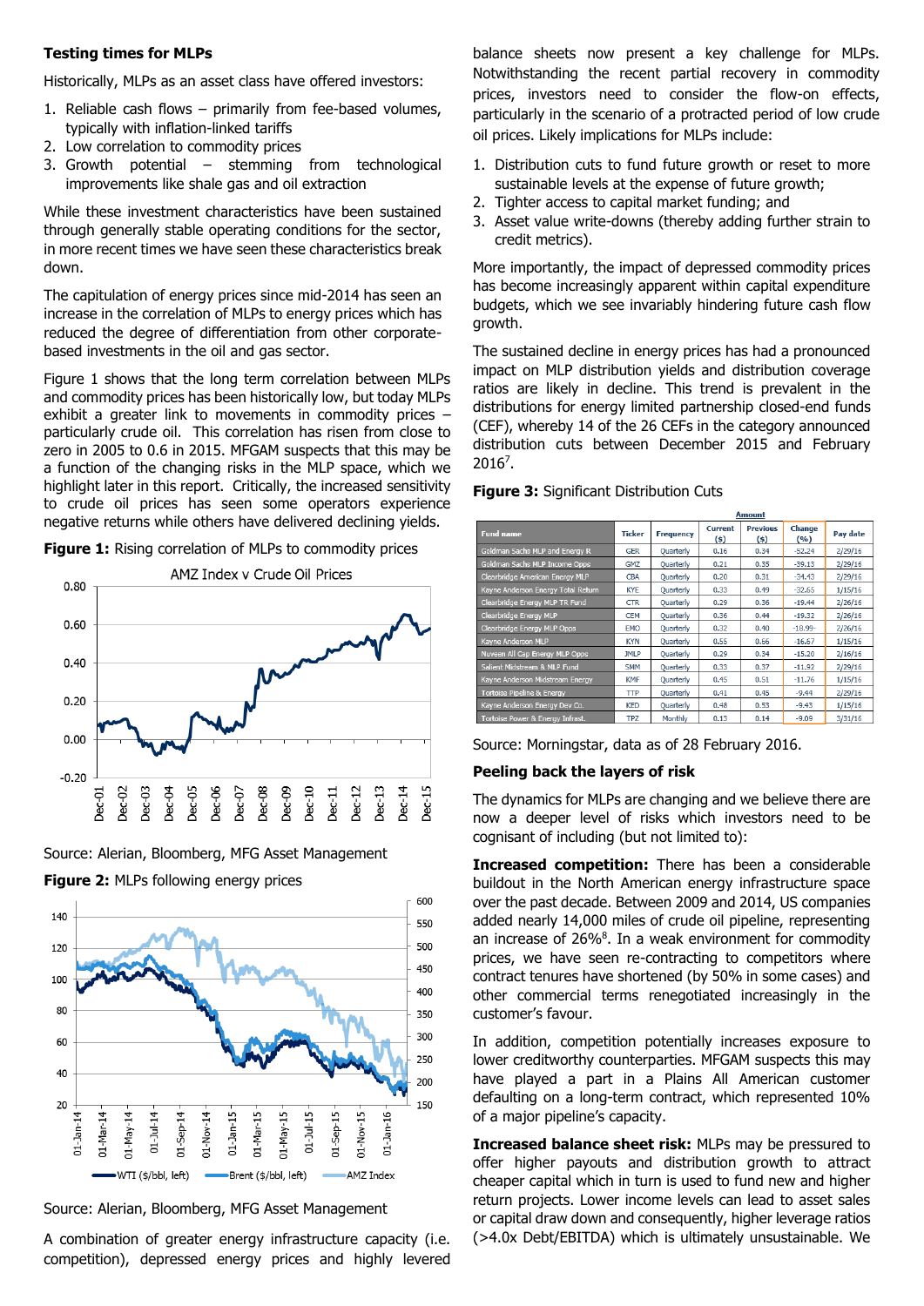## Testing times for MLPs

Historically, MLPs as an asset class have offered investors:

1. Reliable cash flows – primarily from fee-based volumes, typically with inflation-linked tariffs
2. Low correlation to commodity prices
3. Growth potential – stemming from technological improvements like shale gas and oil extraction

While these investment characteristics have been sustained through generally stable operating conditions for the sector, in more recent times we have seen these characteristics break down.

The capitulation of energy prices since mid-2014 has seen an increase in the correlation of MLPs to energy prices which has reduced the degree of differentiation from other corporate-based investments in the oil and gas sector.

Figure 1 shows that the long term correlation between MLPs and commodity prices has been historically low, but today MLPs exhibit a greater link to movements in commodity prices – particularly crude oil. This correlation has risen from close to zero in 2005 to 0.6 in 2015. MFGAM suspects that this may be a function of the changing risks in the MLP space, which we highlight later in this report. Critically, the increased sensitivity to crude oil prices has seen some operators experience negative returns while others have delivered declining yields.

**Figure 1:** Rising correlation of MLPs to commodity prices

Source: Alerian, Bloomberg, MFG Asset Management

**Figure 2:** MLPs following energy prices

Source: Alerian, Bloomberg, MFG Asset Management

A combination of greater energy infrastructure capacity (i.e. competition), depressed energy prices and highly levered balance sheets now present a key challenge for MLPs. Notwithstanding the recent partial recovery in commodity prices, investors need to consider the flow-on effects, particularly in the scenario of a protracted period of low crude oil prices. Likely implications for MLPs include:

1. Distribution cuts to fund future growth or reset to more sustainable levels at the expense of future growth;
2. Tighter access to capital market funding; and
3. Asset value write-downs (thereby adding further strain to credit metrics).

More importantly, the impact of depressed commodity prices has become increasingly apparent within capital expenditure budgets, which we see invariably hindering future cash flow growth.

The sustained decline in energy prices has had a pronounced impact on MLP distribution yields and distribution coverage ratios are likely in decline. This trend is prevalent in the distributions for energy limited partnership closed-end funds (CEF), whereby 14 of the 26 CEFs in the category announced distribution cuts between December 2015 and February 2016[7].

**Figure 3:** Significant Distribution Cuts

| Fund name | Ticker | Frequency | Amount Current ($) | Amount Previous ($) | Amount Change (%) | Pay date |
|---|---|---|---|---|---|---|
| Goldman Sachs MLP and Energy R | GER | Quarterly | 0.16 | 0.34 | -52.24 | 2/29/16 |
| Goldman Sachs MLP Income Opps | GMZ | Quarterly | 0.21 | 0.35 | -39.13 | 2/29/16 |
| Clearbridge American Energy MLP | CBA | Quarterly | 0.20 | 0.31 | -34.43 | 2/29/16 |
| Kayne Anderson Energy Total Return | KYE | Quarterly | 0.33 | 0.49 | -32.65 | 1/15/16 |
| Clearbridge Energy MLP TR Fund | CTR | Quarterly | 0.29 | 0.36 | -19.44 | 2/26/16 |
| Clearbridge Energy MLP | CEM | Quarterly | 0.36 | 0.44 | -19.32 | 2/26/16 |
| Clearbridge Energy MLP Opps | EMO | Quarterly | 0.32 | 0.40 | -18.99 | 2/26/16 |
| Kayne Anderson MLP | KYN | Quarterly | 0.55 | 0.66 | -16.67 | 1/15/16 |
| Nuveen All Cap Energy MLP Opps | JMLP | Quarterly | 0.29 | 0.34 | -15.20 | 2/16/16 |
| Salient Midstream & MLP Fund | SMM | Quarterly | 0.33 | 0.37 | -11.92 | 2/29/16 |
| Kayne Anderson Midstream Energy | KMF | Quarterly | 0.45 | 0.51 | -11.76 | 1/15/16 |
| Tortoise Pipeline & Energy | TTP | Quarterly | 0.41 | 0.45 | -9.44 | 2/29/16 |
| Kayne Anderson Energy Dev Co. | KED | Quarterly | 0.48 | 0.53 | -9.43 | 1/15/16 |
| Tortoise Power & Energy Infrast. | TPZ | Monthly | 0.13 | 0.14 | -9.09 | 3/31/16 |

Source: Morningstar, data as of 28 February 2016.

### Peeling back the layers of risk

The dynamics for MLPs are changing and we believe there are now a deeper level of risks which investors need to be cognisant of including (but not limited to):

**Increased competition:** There has been a considerable buildout in the North American energy infrastructure space over the past decade. Between 2009 and 2014, US companies added nearly 14,000 miles of crude oil pipeline, representing an increase of 26%[8]. In a weak environment for commodity prices, we have seen re-contracting to competitors where contract tenures have shortened (by 50% in some cases) and other commercial terms renegotiated increasingly in the customer's favour.

In addition, competition potentially increases exposure to lower creditworthy counterparties. MFGAM suspects this may have played a part in a Plains All American customer defaulting on a long-term contract, which represented 10% of a major pipeline's capacity.

**Increased balance sheet risk:** MLPs may be pressured to offer higher payouts and distribution growth to attract cheaper capital which in turn is used to fund new and higher return projects. Lower income levels can lead to asset sales or capital draw down and consequently, higher leverage ratios (>4.0x Debt/EBITDA) which is ultimately unsustainable. We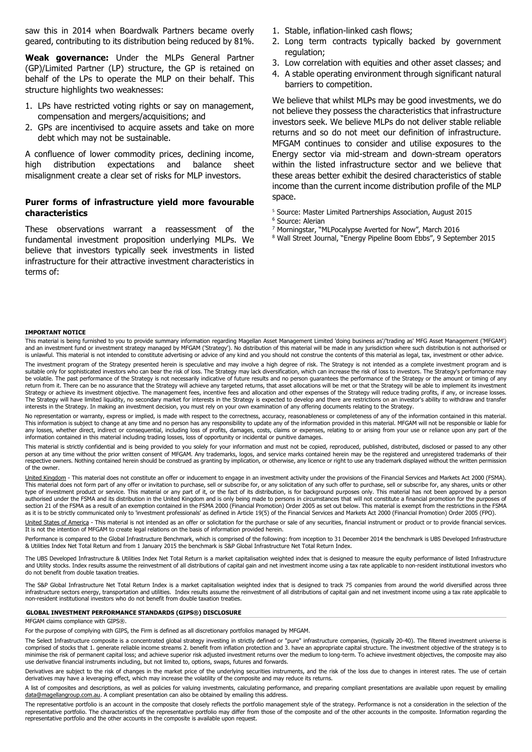saw this in 2014 when Boardwalk Partners became overly geared, contributing to its distribution being reduced by 81%.

**Weak governance:** Under the MLPs General Partner (GP)/Limited Partner (LP) structure, the GP is retained on behalf of the LPs to operate the MLP on their behalf. This structure highlights two weaknesses:

1. LPs have restricted voting rights or say on management, compensation and mergers/acquisitions; and
2. GPs are incentivised to acquire assets and take on more debt which may not be sustainable.

A confluence of lower commodity prices, declining income, high distribution expectations and balance sheet misalignment create a clear set of risks for MLP investors.

### Purer forms of infrastructure yield more favourable characteristics

These observations warrant a reassessment of the fundamental investment proposition underlying MLPs. We believe that investors typically seek investments in listed infrastructure for their attractive investment characteristics in terms of:

1. Stable, inflation-linked cash flows;
2. Long term contracts typically backed by government regulation;
3. Low correlation with equities and other asset classes; and
4. A stable operating environment through significant natural barriers to competition.

We believe that whilst MLPs may be good investments, we do not believe they possess the characteristics that infrastructure investors seek. We believe MLPs do not deliver stable reliable returns and so do not meet our definition of infrastructure. MFGAM continues to consider and utilise exposures to the Energy sector via mid-stream and down-stream operators within the listed infrastructure sector and we believe that these areas better exhibit the desired characteristics of stable income than the current income distribution profile of the MLP space.

[5] Source: Master Limited Partnerships Association, August 2015
[6] Source: Alerian
[7] Morningstar, "MLPocalypse Averted for Now", March 2016
[8] Wall Street Journal, "Energy Pipeline Boom Ebbs", 9 September 2015

#### IMPORTANT NOTICE

This material is being furnished to you to provide summary information regarding Magellan Asset Management Limited 'doing business as'/'trading as' MFG Asset Management ('MFGAM') and an investment fund or investment strategy managed by MFGAM ('Strategy'). No distribution of this material will be made in any jurisdiction where such distribution is not authorised or is unlawful. This material is not intended to constitute advertising or advice of any kind and you should not construe the contents of this material as legal, tax, investment or other advice.

The investment program of the Strategy presented herein is speculative and may involve a high degree of risk. The Strategy is not intended as a complete investment program and is suitable only for sophisticated investors who can bear the risk of loss. The Strategy may lack diversification, which can increase the risk of loss to investors. The Strategy's performance may be volatile. The past performance of the Strategy is not necessarily indicative of future results and no person guarantees the performance of the Strategy or the amount or timing of any return from it. There can be no assurance that the Strategy will achieve any targeted returns, that asset allocations will be met or that the Strategy will be able to implement its investment Strategy or achieve its investment objective. The management fees, incentive fees and allocation and other expenses of the Strategy will reduce trading profits, if any, or increase losses. The Strategy will have limited liquidity, no secondary market for interests in the Strategy is expected to develop and there are restrictions on an investor's ability to withdraw and transfer interests in the Strategy. In making an investment decision, you must rely on your own examination of any offering documents relating to the Strategy.

No representation or warranty, express or implied, is made with respect to the correctness, accuracy, reasonableness or completeness of any of the information contained in this material. This information is subject to change at any time and no person has any responsibility to update any of the information provided in this material. MFGAM will not be responsible or liable for any losses, whether direct, indirect or consequential, including loss of profits, damages, costs, claims or expenses, relating to or arising from your use or reliance upon any part of the information contained in this material including trading losses, loss of opportunity or incidental or punitive damages.

This material is strictly confidential and is being provided to you solely for your information and must not be copied, reproduced, published, distributed, disclosed or passed to any other person at any time without the prior written consent of MFGAM. Any trademarks, logos, and service marks contained herein may be the registered and unregistered trademarks of their respective owners. Nothing contained herein should be construed as granting by implication, or otherwise, any licence or right to use any trademark displayed without the written permission of the owner.

United Kingdom - This material does not constitute an offer or inducement to engage in an investment activity under the provisions of the Financial Services and Markets Act 2000 (FSMA). This material does not form part of any offer or invitation to purchase, sell or subscribe for, or any solicitation of any such offer to purchase, sell or subscribe for, any shares, units or other type of investment product or service. This material or any part of it, or the fact of its distribution, is for background purposes only. This material has not been approved by a person authorised under the FSMA and its distribution in the United Kingdom and is only being made to persons in circumstances that will not constitute a financial promotion for the purposes of section 21 of the FSMA as a result of an exemption contained in the FSMA 2000 (Financial Promotion) Order 2005 as set out below. This material is exempt from the restrictions in the FSMA as it is to be strictly communicated only to 'investment professionals' as defined in Article 19(5) of the Financial Services and Markets Act 2000 (Financial Promotion) Order 2005 (FPO).

United States of America - This material is not intended as an offer or solicitation for the purchase or sale of any securities, financial instrument or product or to provide financial services. It is not the intention of MFGAM to create legal relations on the basis of information provided herein.

Performance is compared to the Global Infrastructure Benchmark, which is comprised of the following: from inception to 31 December 2014 the benchmark is UBS Developed Infrastructure & Utilities Index Net Total Return and from 1 January 2015 the benchmark is S&P Global Infrastructure Net Total Return Index.

The UBS Developed Infrastructure & Utilities Index Net Total Return is a market capitalisation weighted index that is designed to measure the equity performance of listed Infrastructure and Utility stocks. Index results assume the reinvestment of all distributions of capital gain and net investment income using a tax rate applicable to non-resident institutional investors who do not benefit from double taxation treaties.

The S&P Global Infrastructure Net Total Return Index is a market capitalisation weighted index that is designed to track 75 companies from around the world diversified across three infrastructure sectors energy, transportation and utilities. Index results assume the reinvestment of all distributions of capital gain and net investment income using a tax rate applicable to non-resident institutional investors who do not benefit from double taxation treaties.

#### GLOBAL INVESTMENT PERFORMANCE STANDARDS (GIPS®) DISCLOSURE

MFGAM claims compliance with GIPS®.

For the purpose of complying with GIPS, the Firm is defined as all discretionary portfolios managed by MFGAM.

The Select Infrastructure composite is a concentrated global strategy investing in strictly defined or "pure" infrastructure companies, (typically 20-40). The filtered investment universe is comprised of stocks that 1. generate reliable income streams 2. benefit from inflation protection and 3. have an appropriate capital structure. The investment objective of the strategy is to minimise the risk of permanent capital loss; and achieve superior risk adjusted investment returns over the medium to long-term. To achieve investment objectives, the composite may also use derivative financial instruments including, but not limited to, options, swaps, futures and forwards.

Derivatives are subject to the risk of changes in the market price of the underlying securities instruments, and the risk of the loss due to changes in interest rates. The use of certain derivatives may have a leveraging effect, which may increase the volatility of the composite and may reduce its returns.

A list of composites and descriptions, as well as policies for valuing investments, calculating performance, and preparing compliant presentations are available upon request by emailing data@magellangroup.com.au. A compliant presentation can also be obtained by emailing this address.

The representative portfolio is an account in the composite that closely reflects the portfolio management style of the strategy. Performance is not a consideration in the selection of the representative portfolio. The characteristics of the representative portfolio may differ from those of the composite and of the other accounts in the composite. Information regarding the representative portfolio and the other accounts in the composite is available upon request.